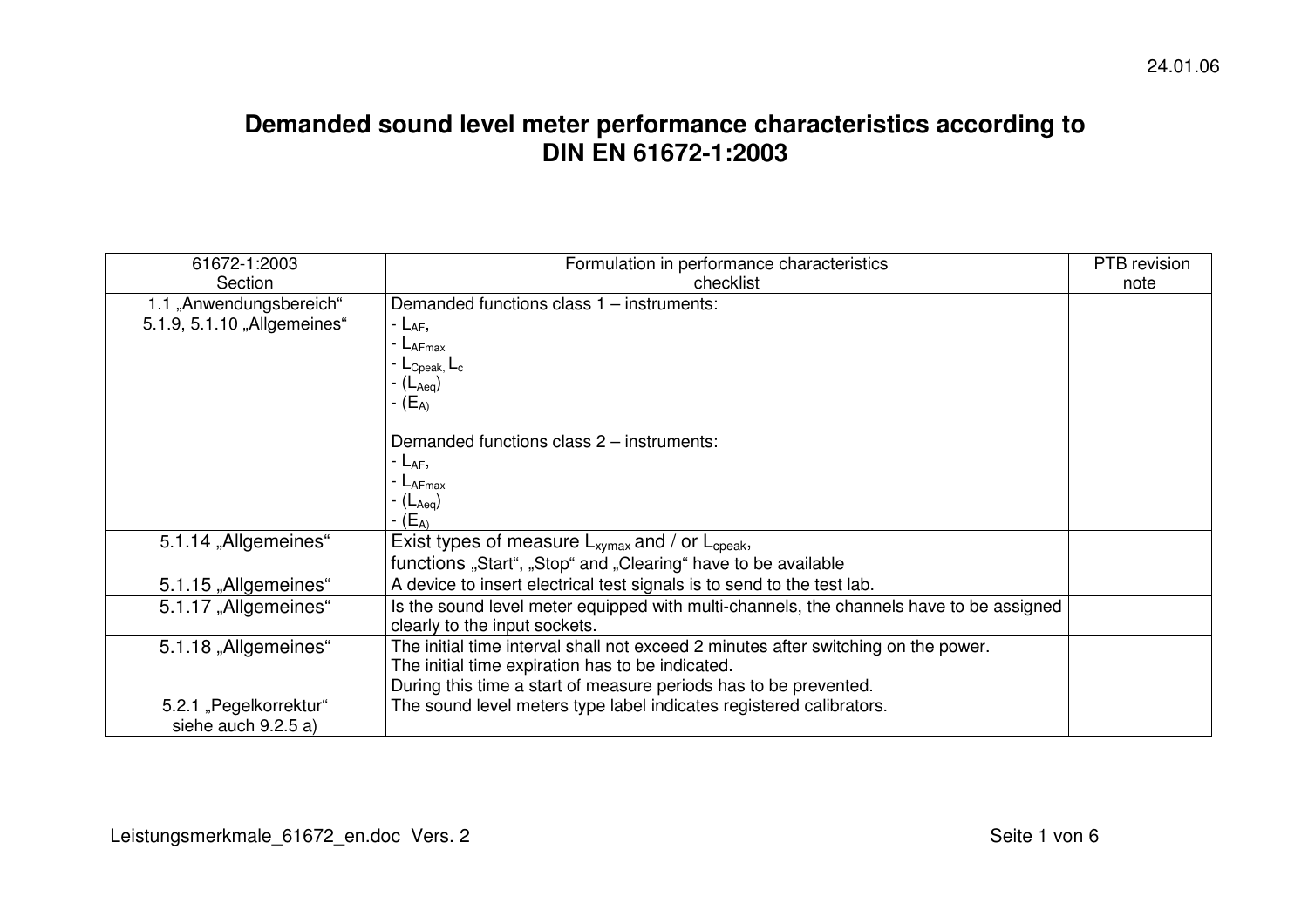24.01.06

# Demanded sound level meter performance characteristics according to DIN EN 61672-1:2003

| 61672-1:2003 Section | Formulation in performance characteristics checklist | PTB revision note |
|---|---|---|
| 1.1 „Anwendungsbereich" 5.1.9, 5.1.10 „Allgemeines" | Demanded functions class 1 – instruments: <br> - $L_{AF}$, <br> - $L_{AFmax}$ <br> - $L_{Cpeak,}$ $L_c$ <br> - ($L_{Aeq}$) <br> - ($E_{A)}$ <br><br> Demanded functions class 2 – instruments: <br> - $L_{AF}$, <br> - $L_{AFmax}$ <br> - ($L_{Aeq}$) <br> - ($E_{A)}$ | |
| 5.1.14 „Allgemeines" | Exist types of measure $L_{xymax}$ and / or $L_{cpeak}$, functions „Start", „Stop" and „Clearing" have to be available | |
| 5.1.15 „Allgemeines" | A device to insert electrical test signals is to send to the test lab. | |
| 5.1.17 „Allgemeines" | Is the sound level meter equipped with multi-channels, the channels have to be assigned clearly to the input sockets. | |
| 5.1.18 „Allgemeines" | The initial time interval shall not exceed 2 minutes after switching on the power. <br> The initial time expiration has to be indicated. <br> During this time a start of measure periods has to be prevented. | |
| 5.2.1 „Pegelkorrektur" siehe auch 9.2.5 a) | The sound level meters type label indicates registered calibrators. | |

Leistungsmerkmale_61672_en.doc Vers. 2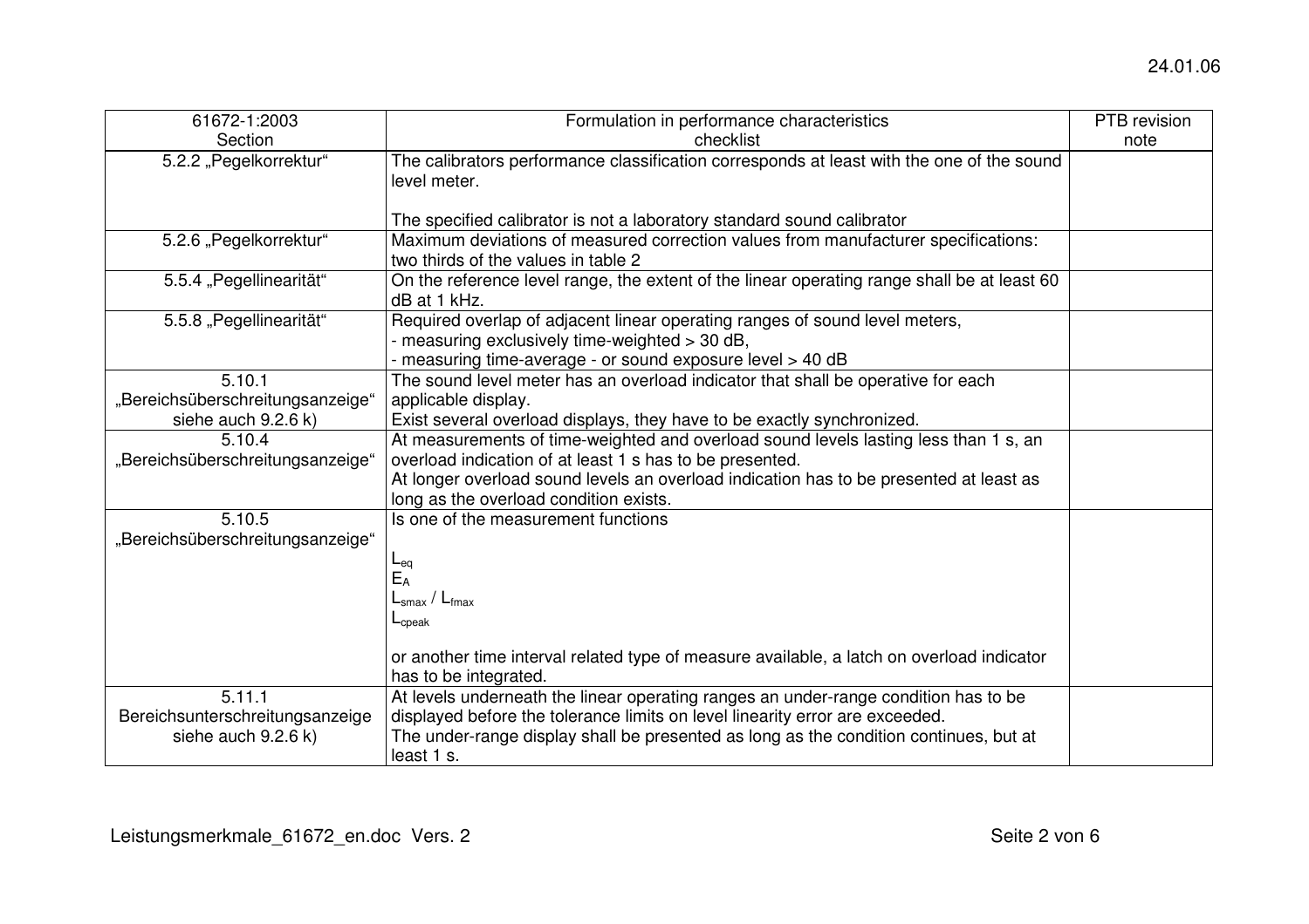| 61672-1:2003 Section | Formulation in performance characteristics checklist | PTB revision note |
| --- | --- | --- |
| 5.2.2 „Pegelkorrektur“ | The calibrators performance classification corresponds at least with the one of the sound level meter.<br><br>The specified calibrator is not a laboratory standard sound calibrator | |
| 5.2.6 „Pegelkorrektur“ | Maximum deviations of measured correction values from manufacturer specifications: two thirds of the values in table 2 | |
| 5.5.4 „Pegellinearität“ | On the reference level range, the extent of the linear operating range shall be at least 60 dB at 1 kHz. | |
| 5.5.8 „Pegellinearität“ | Required overlap of adjacent linear operating ranges of sound level meters,<br>- measuring exclusively time-weighted > 30 dB,<br>- measuring time-average - or sound exposure level > 40 dB | |
| 5.10.1 „Bereichsüberschreitungsanzeige“ siehe auch 9.2.6 k) | The sound level meter has an overload indicator that shall be operative for each applicable display.<br>Exist several overload displays, they have to be exactly synchronized. | |
| 5.10.4 „Bereichsüberschreitungsanzeige“ | At measurements of time-weighted and overload sound levels lasting less than 1 s, an overload indication of at least 1 s has to be presented.<br>At longer overload sound levels an overload indication has to be presented at least as long as the overload condition exists. | |
| 5.10.5 „Bereichsüberschreitungsanzeige“ | Is one of the measurement functions<br><br>$L_{eq}$<br>$E_A$<br>$L_{smax}$ / $L_{fmax}$<br>$L_{cpeak}$<br><br>or another time interval related type of measure available, a latch on overload indicator has to be integrated. | |
| 5.11.1 Bereichsunterschreitungsanzeige siehe auch 9.2.6 k) | At levels underneath the linear operating ranges an under-range condition has to be displayed before the tolerance limits on level linearity error are exceeded.<br>The under-range display shall be presented as long as the condition continues, but at least 1 s. | |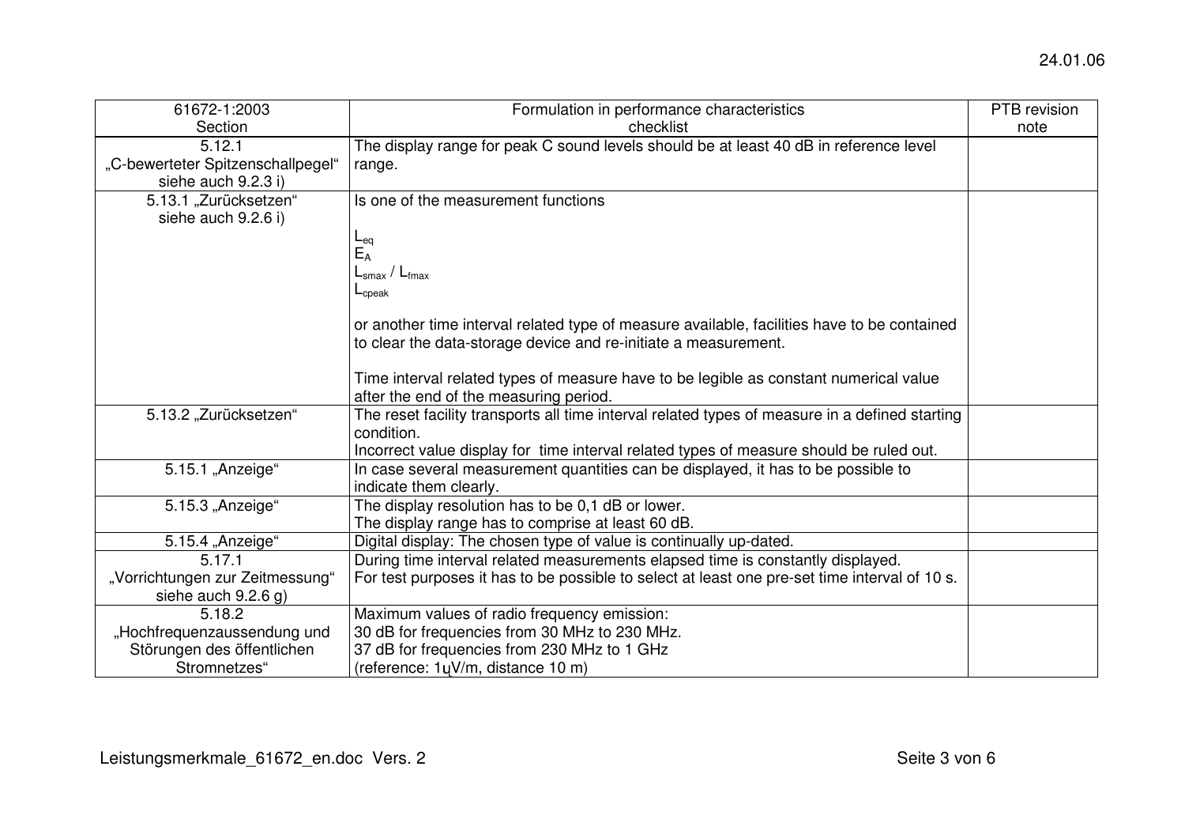| 61672-1:2003 Section | Formulation in performance characteristics checklist | PTB revision note |
|---|---|---|
| 5.12.1 „C-bewerteter Spitzenschallpegel" siehe auch 9.2.3 i) | The display range for peak C sound levels should be at least 40 dB in reference level range. | |
| 5.13.1 „Zurücksetzen" siehe auch 9.2.6 i) | Is one of the measurement functions<br><br>$L_{eq}$<br>$E_A$<br>$L_{smax}$ / $L_{fmax}$<br>$L_{cpeak}$<br><br>or another time interval related type of measure available, facilities have to be contained to clear the data-storage device and re-initiate a measurement.<br><br>Time interval related types of measure have to be legible as constant numerical value after the end of the measuring period. | |
| 5.13.2 „Zurücksetzen" | The reset facility transports all time interval related types of measure in a defined starting condition.<br>Incorrect value display for time interval related types of measure should be ruled out. | |
| 5.15.1 „Anzeige" | In case several measurement quantities can be displayed, it has to be possible to indicate them clearly. | |
| 5.15.3 „Anzeige" | The display resolution has to be 0,1 dB or lower.<br>The display range has to comprise at least 60 dB. | |
| 5.15.4 „Anzeige" | Digital display: The chosen type of value is continually up-dated. | |
| 5.17.1 „Vorrichtungen zur Zeitmessung" siehe auch 9.2.6 g) | During time interval related measurements elapsed time is constantly displayed.<br>For test purposes it has to be possible to select at least one pre-set time interval of 10 s. | |
| 5.18.2 „Hochfrequenzaussendung und Störungen des öffentlichen Stromnetzes" | Maximum values of radio frequency emission:<br>30 dB for frequencies from 30 MHz to 230 MHz.<br>37 dB for frequencies from 230 MHz to 1 GHz<br>(reference: 1µV/m, distance 10 m) | |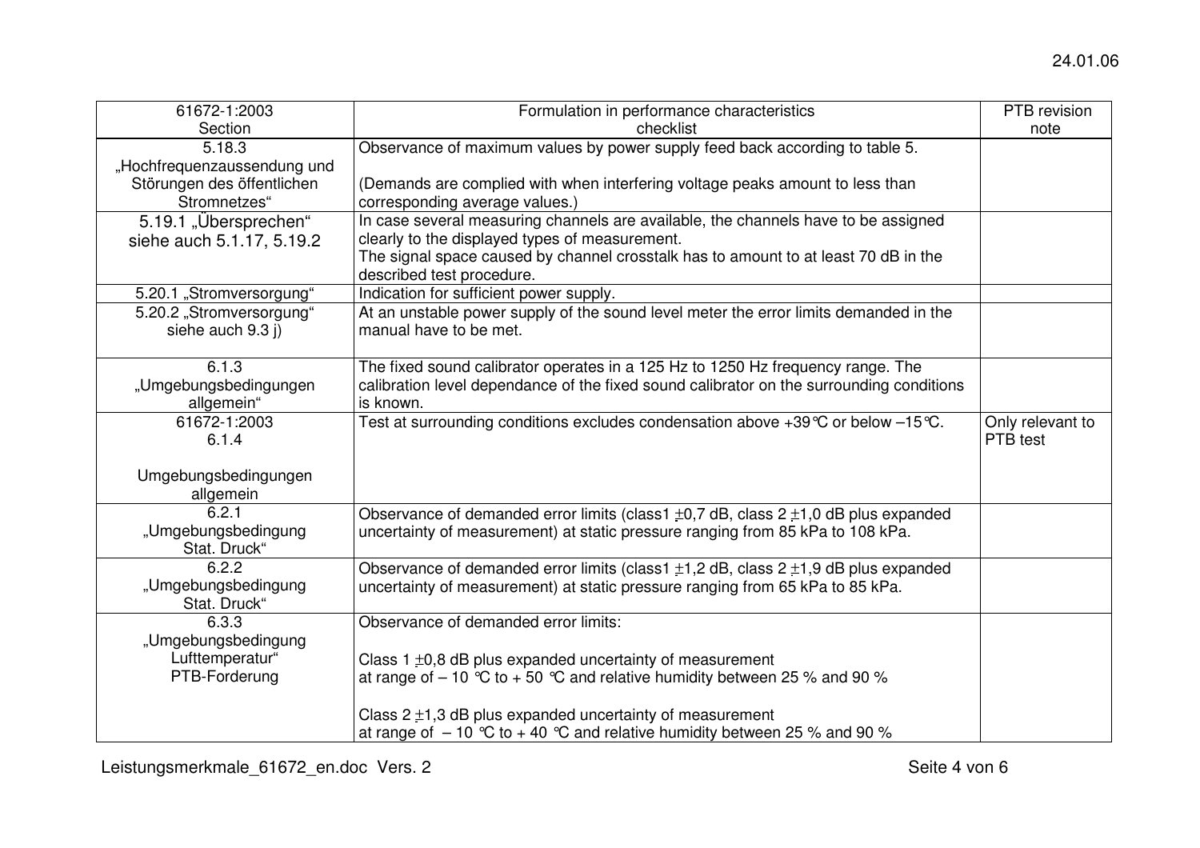24.01.06

| 61672-1:2003 Section | Formulation in performance characteristics checklist | PTB revision note |
|---|---|---|
| 5.18.3 „Hochfrequenzaussendung und Störungen des öffentlichen Stromnetzes“ | Observance of maximum values by power supply feed back according to table 5.<br><br>(Demands are complied with when interfering voltage peaks amount to less than corresponding average values.) | |
| 5.19.1 „Übersprechen“ siehe auch 5.1.17, 5.19.2 | In case several measuring channels are available, the channels have to be assigned clearly to the displayed types of measurement.<br>The signal space caused by channel crosstalk has to amount to at least 70 dB in the described test procedure. | |
| 5.20.1 „Stromversorgung“ | Indication for sufficient power supply. | |
| 5.20.2 „Stromversorgung“ siehe auch 9.3 j) | At an unstable power supply of the sound level meter the error limits demanded in the manual have to be met. | |
| 6.1.3 „Umgebungsbedingungen allgemein“ | The fixed sound calibrator operates in a 125 Hz to 1250 Hz frequency range. The calibration level dependance of the fixed sound calibrator on the surrounding conditions is known. | |
| 61672-1:2003 6.1.4<br><br>Umgebungsbedingungen allgemein | Test at surrounding conditions excludes condensation above +39°C or below –15°C. | Only relevant to PTB test |
| 6.2.1 „Umgebungsbedingung Stat. Druck“ | Observance of demanded error limits (class1 ±0,7 dB, class 2 ±1,0 dB plus expanded uncertainty of measurement) at static pressure ranging from 85 kPa to 108 kPa. | |
| 6.2.2 „Umgebungsbedingung Stat. Druck“ | Observance of demanded error limits (class1 ±1,2 dB, class 2 ±1,9 dB plus expanded uncertainty of measurement) at static pressure ranging from 65 kPa to 85 kPa. | |
| 6.3.3 „Umgebungsbedingung Lufttemperatur“ PTB-Forderung | Observance of demanded error limits:<br><br>Class 1 ±0,8 dB plus expanded uncertainty of measurement at range of – 10 °C to + 50 °C and relative humidity between 25 % and 90 %<br><br>Class 2 ±1,3 dB plus expanded uncertainty of measurement at range of – 10 °C to + 40 °C and relative humidity between 25 % and 90 % | |

Leistungsmerkmale_61672_en.doc Vers. 2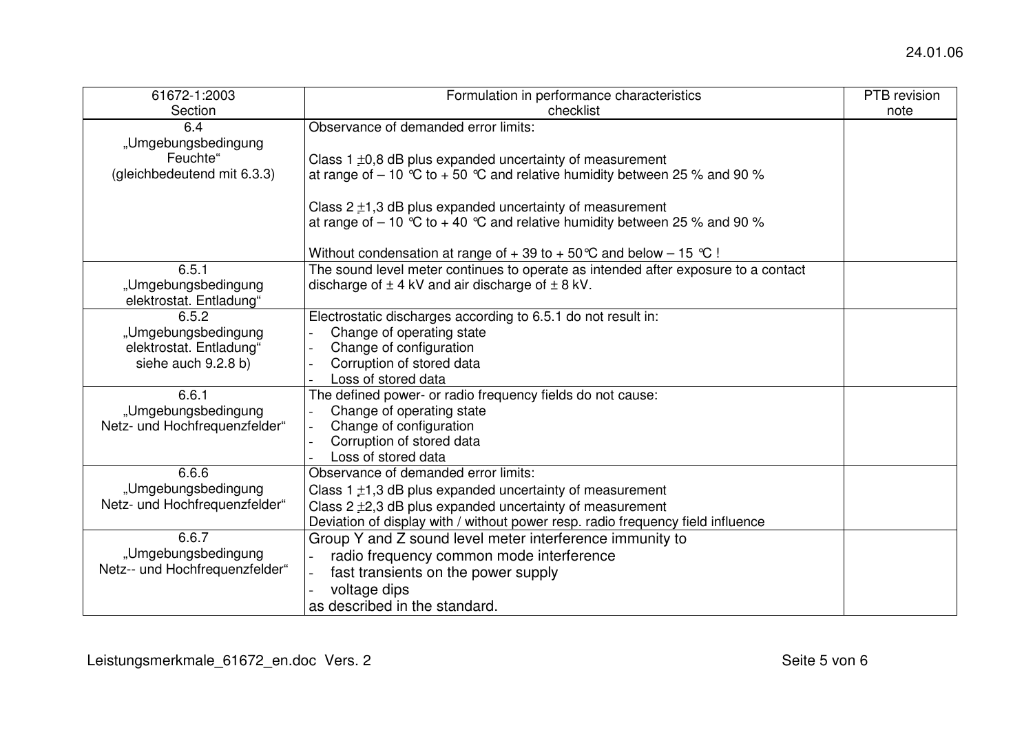| 61672-1:2003 Section | Formulation in performance characteristics checklist | PTB revision note |
|---|---|---|
| 6.4 „Umgebungsbedingung Feuchte" (gleichbedeutend mit 6.3.3) | Observance of demanded error limits:<br><br>Class 1 ±0,8 dB plus expanded uncertainty of measurement at range of – 10 °C to + 50 °C and relative humidity between 25 % and 90 %<br><br>Class 2 ±1,3 dB plus expanded uncertainty of measurement at range of – 10 °C to + 40 °C and relative humidity between 25 % and 90 %<br><br>Without condensation at range of + 39 to + 50°C and below – 15 °C ! | |
| 6.5.1 „Umgebungsbedingung elektrostat. Entladung" | The sound level meter continues to operate as intended after exposure to a contact discharge of ± 4 kV and air discharge of ± 8 kV. | |
| 6.5.2 „Umgebungsbedingung elektrostat. Entladung" siehe auch 9.2.8 b) | Electrostatic discharges according to 6.5.1 do not result in:<br>- Change of operating state<br>- Change of configuration<br>- Corruption of stored data<br>- Loss of stored data | |
| 6.6.1 „Umgebungsbedingung Netz- und Hochfrequenzfelder" | The defined power- or radio frequency fields do not cause:<br>- Change of operating state<br>- Change of configuration<br>- Corruption of stored data<br>- Loss of stored data | |
| 6.6.6 „Umgebungsbedingung Netz- und Hochfrequenzfelder" | Observance of demanded error limits:<br>Class 1 ±1,3 dB plus expanded uncertainty of measurement<br>Class 2 ±2,3 dB plus expanded uncertainty of measurement<br>Deviation of display with / without power resp. radio frequency field influence | |
| 6.6.7 „Umgebungsbedingung Netz-- und Hochfrequenzfelder" | Group Y and Z sound level meter interference immunity to<br>- radio frequency common mode interference<br>- fast transients on the power supply<br>- voltage dips<br>as described in the standard. | |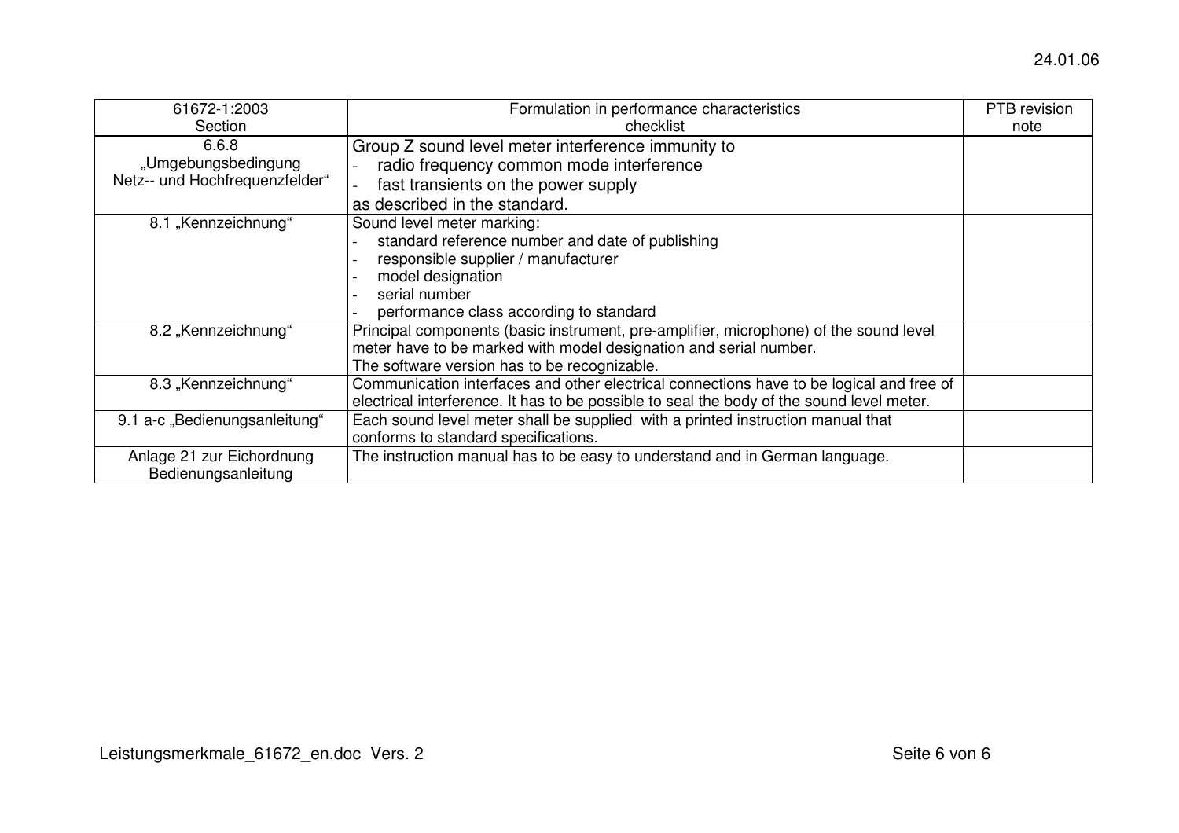| 61672-1:2003 Section | Formulation in performance characteristics checklist | PTB revision note |
|---|---|---|
| 6.6.8 „Umgebungsbedingung Netz-- und Hochfrequenzfelder“ | Group Z sound level meter interference immunity to<br>- radio frequency common mode interference<br>- fast transients on the power supply<br>as described in the standard. | |
| 8.1 „Kennzeichnung“ | Sound level meter marking:<br>- standard reference number and date of publishing<br>- responsible supplier / manufacturer<br>- model designation<br>- serial number<br>- performance class according to standard | |
| 8.2 „Kennzeichnung“ | Principal components (basic instrument, pre-amplifier, microphone) of the sound level meter have to be marked with model designation and serial number.<br>The software version has to be recognizable. | |
| 8.3 „Kennzeichnung“ | Communication interfaces and other electrical connections have to be logical and free of electrical interference. It has to be possible to seal the body of the sound level meter. | |
| 9.1 a-c „Bedienungsanleitung“ | Each sound level meter shall be supplied with a printed instruction manual that conforms to standard specifications. | |
| Anlage 21 zur Eichordnung Bedienungsanleitung | The instruction manual has to be easy to understand and in German language. | |